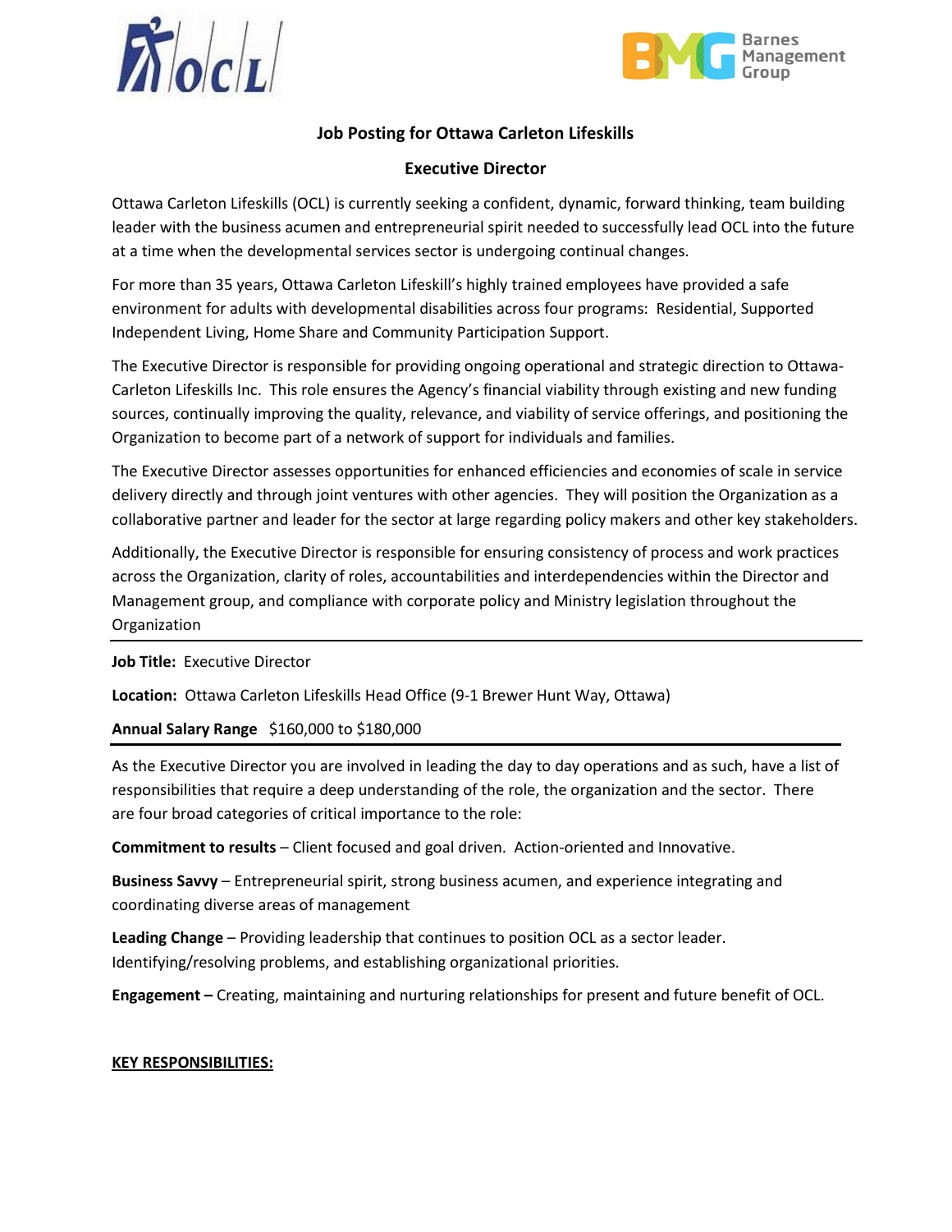## Job Posting for Ottawa Carleton Lifeskills

## Executive Director

Ottawa Carleton Lifeskills (OCL) is currently seeking a confident, dynamic, forward thinking, team building leader with the business acumen and entrepreneurial spirit needed to successfully lead OCL into the future at a time when the developmental services sector is undergoing continual changes.

For more than 35 years, Ottawa Carleton Lifeskill's highly trained employees have provided a safe environment for adults with developmental disabilities across four programs: Residential, Supported Independent Living, Home Share and Community Participation Support.

The Executive Director is responsible for providing ongoing operational and strategic direction to Ottawa-Carleton Lifeskills Inc. This role ensures the Agency's financial viability through existing and new funding sources, continually improving the quality, relevance, and viability of service offerings, and positioning the Organization to become part of a network of support for individuals and families.

The Executive Director assesses opportunities for enhanced efficiencies and economies of scale in service delivery directly and through joint ventures with other agencies. They will position the Organization as a collaborative partner and leader for the sector at large regarding policy makers and other key stakeholders.

Additionally, the Executive Director is responsible for ensuring consistency of process and work practices across the Organization, clarity of roles, accountabilities and interdependencies within the Director and Management group, and compliance with corporate policy and Ministry legislation throughout the Organization

---

**Job Title:** Executive Director

**Location:** Ottawa Carleton Lifeskills Head Office (9-1 Brewer Hunt Way, Ottawa)

**Annual Salary Range** $160,000 to $180,000

---

As the Executive Director you are involved in leading the day to day operations and as such, have a list of responsibilities that require a deep understanding of the role, the organization and the sector. There are four broad categories of critical importance to the role:

**Commitment to results** – Client focused and goal driven. Action-oriented and Innovative.

**Business Savvy** – Entrepreneurial spirit, strong business acumen, and experience integrating and coordinating diverse areas of management

**Leading Change** – Providing leadership that continues to position OCL as a sector leader. Identifying/resolving problems, and establishing organizational priorities.

**Engagement –** Creating, maintaining and nurturing relationships for present and future benefit of OCL.

**KEY RESPONSIBILITIES:**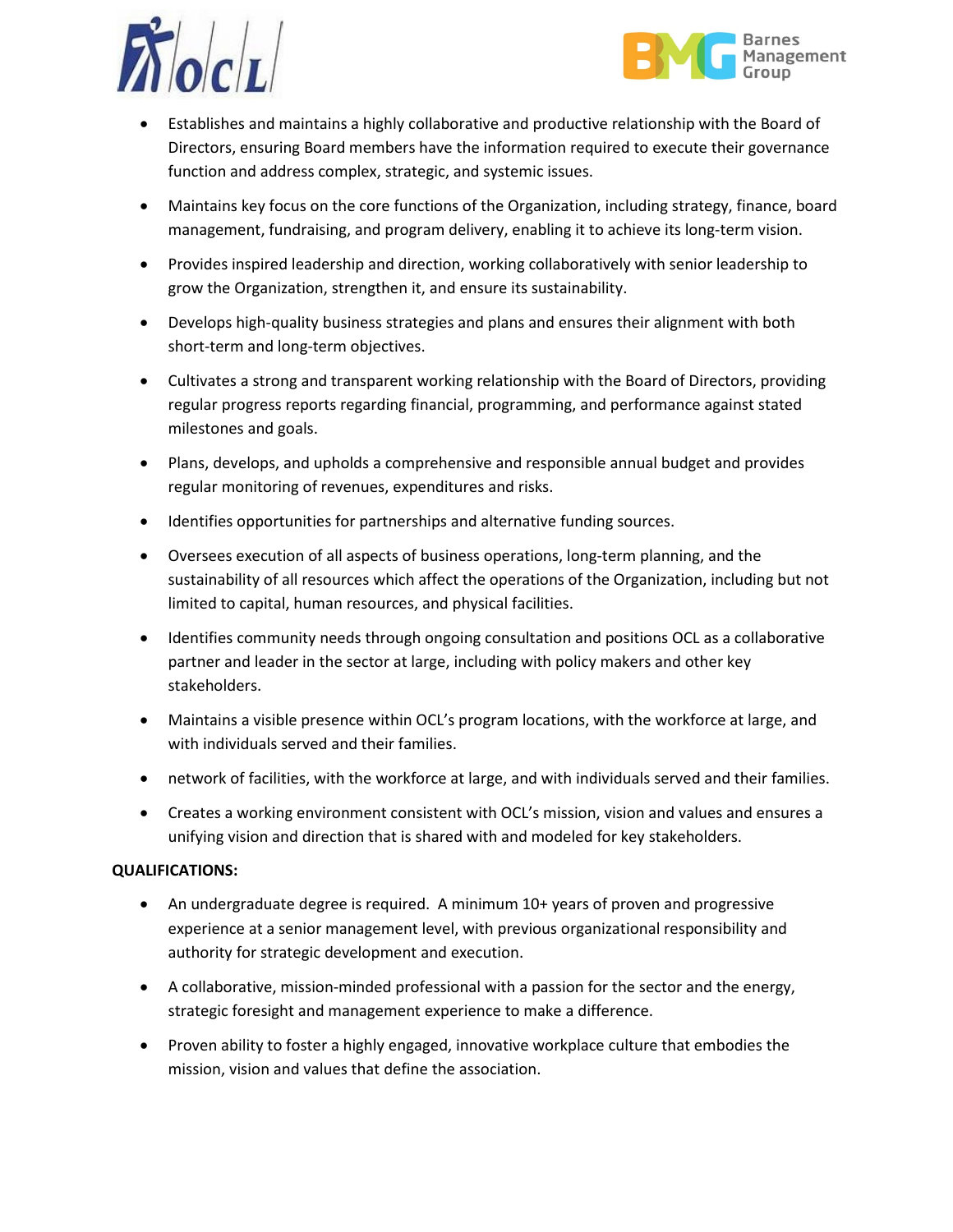- Establishes and maintains a highly collaborative and productive relationship with the Board of Directors, ensuring Board members have the information required to execute their governance function and address complex, strategic, and systemic issues.
- Maintains key focus on the core functions of the Organization, including strategy, finance, board management, fundraising, and program delivery, enabling it to achieve its long-term vision.
- Provides inspired leadership and direction, working collaboratively with senior leadership to grow the Organization, strengthen it, and ensure its sustainability.
- Develops high-quality business strategies and plans and ensures their alignment with both short-term and long-term objectives.
- Cultivates a strong and transparent working relationship with the Board of Directors, providing regular progress reports regarding financial, programming, and performance against stated milestones and goals.
- Plans, develops, and upholds a comprehensive and responsible annual budget and provides regular monitoring of revenues, expenditures and risks.
- Identifies opportunities for partnerships and alternative funding sources.
- Oversees execution of all aspects of business operations, long-term planning, and the sustainability of all resources which affect the operations of the Organization, including but not limited to capital, human resources, and physical facilities.
- Identifies community needs through ongoing consultation and positions OCL as a collaborative partner and leader in the sector at large, including with policy makers and other key stakeholders.
- Maintains a visible presence within OCL's program locations, with the workforce at large, and with individuals served and their families.
- network of facilities, with the workforce at large, and with individuals served and their families.
- Creates a working environment consistent with OCL's mission, vision and values and ensures a unifying vision and direction that is shared with and modeled for key stakeholders.

**QUALIFICATIONS:**

- An undergraduate degree is required. A minimum 10+ years of proven and progressive experience at a senior management level, with previous organizational responsibility and authority for strategic development and execution.
- A collaborative, mission-minded professional with a passion for the sector and the energy, strategic foresight and management experience to make a difference.
- Proven ability to foster a highly engaged, innovative workplace culture that embodies the mission, vision and values that define the association.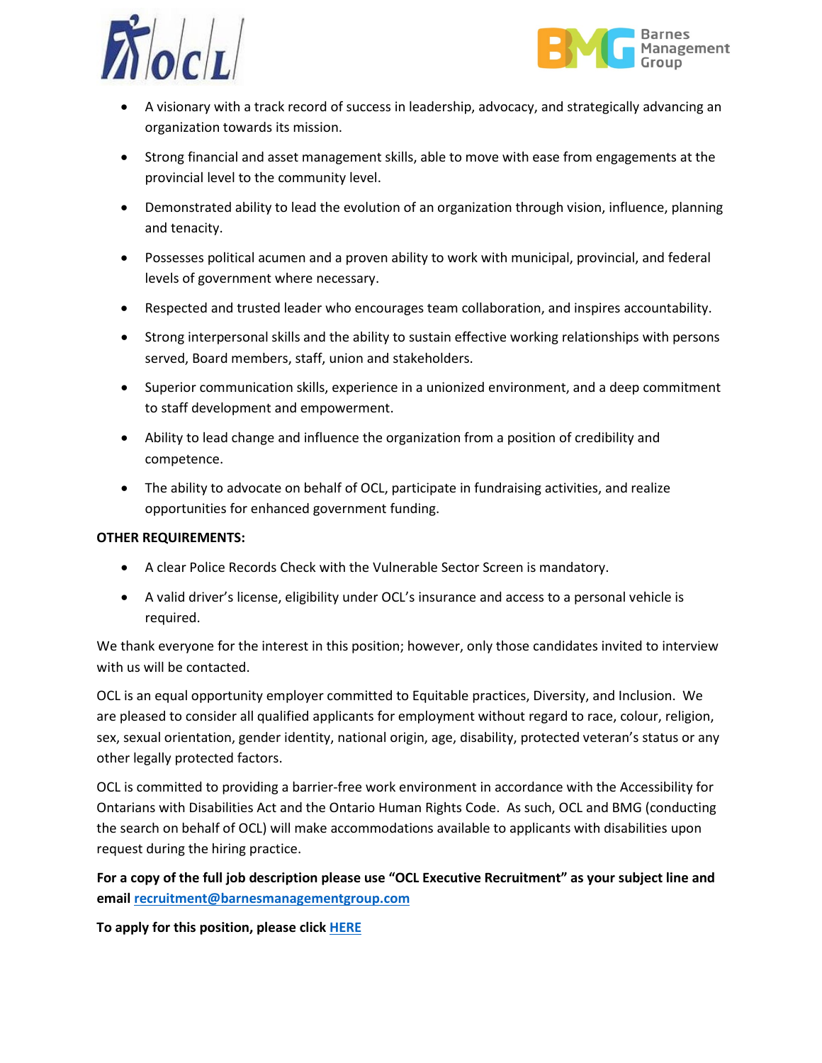- A visionary with a track record of success in leadership, advocacy, and strategically advancing an organization towards its mission.
- Strong financial and asset management skills, able to move with ease from engagements at the provincial level to the community level.
- Demonstrated ability to lead the evolution of an organization through vision, influence, planning and tenacity.
- Possesses political acumen and a proven ability to work with municipal, provincial, and federal levels of government where necessary.
- Respected and trusted leader who encourages team collaboration, and inspires accountability.
- Strong interpersonal skills and the ability to sustain effective working relationships with persons served, Board members, staff, union and stakeholders.
- Superior communication skills, experience in a unionized environment, and a deep commitment to staff development and empowerment.
- Ability to lead change and influence the organization from a position of credibility and competence.
- The ability to advocate on behalf of OCL, participate in fundraising activities, and realize opportunities for enhanced government funding.

**OTHER REQUIREMENTS:**

- A clear Police Records Check with the Vulnerable Sector Screen is mandatory.
- A valid driver's license, eligibility under OCL's insurance and access to a personal vehicle is required.

We thank everyone for the interest in this position; however, only those candidates invited to interview with us will be contacted.

OCL is an equal opportunity employer committed to Equitable practices, Diversity, and Inclusion. We are pleased to consider all qualified applicants for employment without regard to race, colour, religion, sex, sexual orientation, gender identity, national origin, age, disability, protected veteran's status or any other legally protected factors.

OCL is committed to providing a barrier-free work environment in accordance with the Accessibility for Ontarians with Disabilities Act and the Ontario Human Rights Code. As such, OCL and BMG (conducting the search on behalf of OCL) will make accommodations available to applicants with disabilities upon request during the hiring practice.

**For a copy of the full job description please use "OCL Executive Recruitment" as your subject line and email recruitment@barnesmanagementgroup.com**

**To apply for this position, please click HERE**